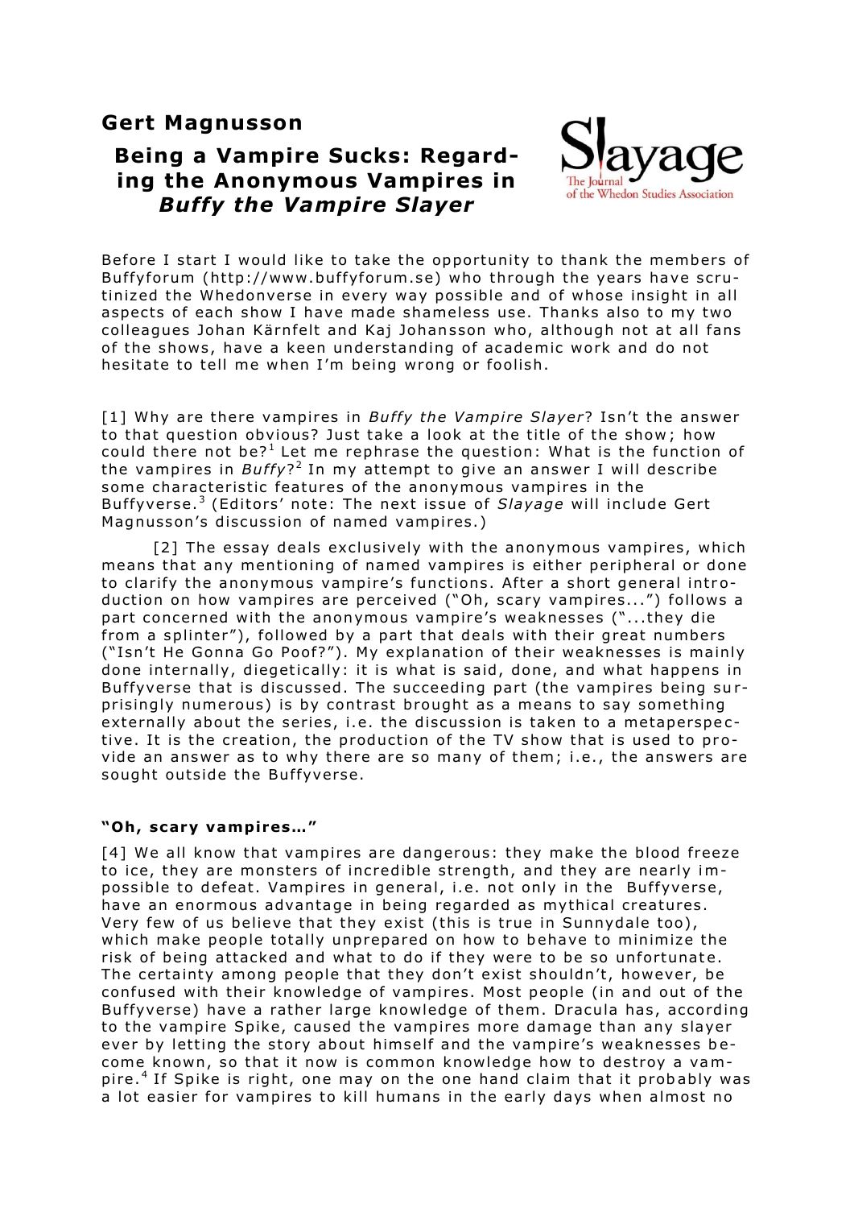# Gert Magnusson

## Being a Vampire Sucks: Regarding the Anonymous Vampires in *Buffy the Vampire Slayer*

Before I start I would like to take the opportunity to thank the members of Buffyforum (http://www.buffyforum.se) who through the years have scrutinized the Whedonverse in every way possible and of whose insight in all aspects of each show I have made shameless use. Thanks also to my two colleagues Johan Kärnfelt and Kaj Johansson who, although not at all fans of the shows, have a keen understanding of academic work and do not hesitate to tell me when I'm being wrong or foolish.

[1] Why are there vampires in *Buffy the Vampire Slayer*? Isn't the answer to that question obvious? Just take a look at the title of the show; how could there not be?[1] Let me rephrase the question: What is the function of the vampires in *Buffy*?[2] In my attempt to give an answer I will describe some characteristic features of the anonymous vampires in the Buffyverse.[3] (Editors' note: The next issue of *Slayage* will include Gert Magnusson's discussion of named vampires.)

[2] The essay deals exclusively with the anonymous vampires, which means that any mentioning of named vampires is either peripheral or done to clarify the anonymous vampire's functions. After a short general introduction on how vampires are perceived ("Oh, scary vampires...") follows a part concerned with the anonymous vampire's weaknesses ("...they die from a splinter"), followed by a part that deals with their great numbers ("Isn't He Gonna Go Poof?"). My explanation of their weaknesses is mainly done internally, diegetically: it is what is said, done, and what happens in Buffyverse that is discussed. The succeeding part (the vampires being surprisingly numerous) is by contrast brought as a means to say something externally about the series, i.e. the discussion is taken to a metaperspective. It is the creation, the production of the TV show that is used to provide an answer as to why there are so many of them; i.e., the answers are sought outside the Buffyverse.

### "Oh, scary vampires…"

[4] We all know that vampires are dangerous: they make the blood freeze to ice, they are monsters of incredible strength, and they are nearly impossible to defeat. Vampires in general, i.e. not only in the Buffyverse, have an enormous advantage in being regarded as mythical creatures. Very few of us believe that they exist (this is true in Sunnydale too), which make people totally unprepared on how to behave to minimize the risk of being attacked and what to do if they were to be so unfortunate. The certainty among people that they don't exist shouldn't, however, be confused with their knowledge of vampires. Most people (in and out of the Buffyverse) have a rather large knowledge of them. Dracula has, according to the vampire Spike, caused the vampires more damage than any slayer ever by letting the story about himself and the vampire's weaknesses become known, so that it now is common knowledge how to destroy a vampire.[4] If Spike is right, one may on the one hand claim that it probably was a lot easier for vampires to kill humans in the early days when almost no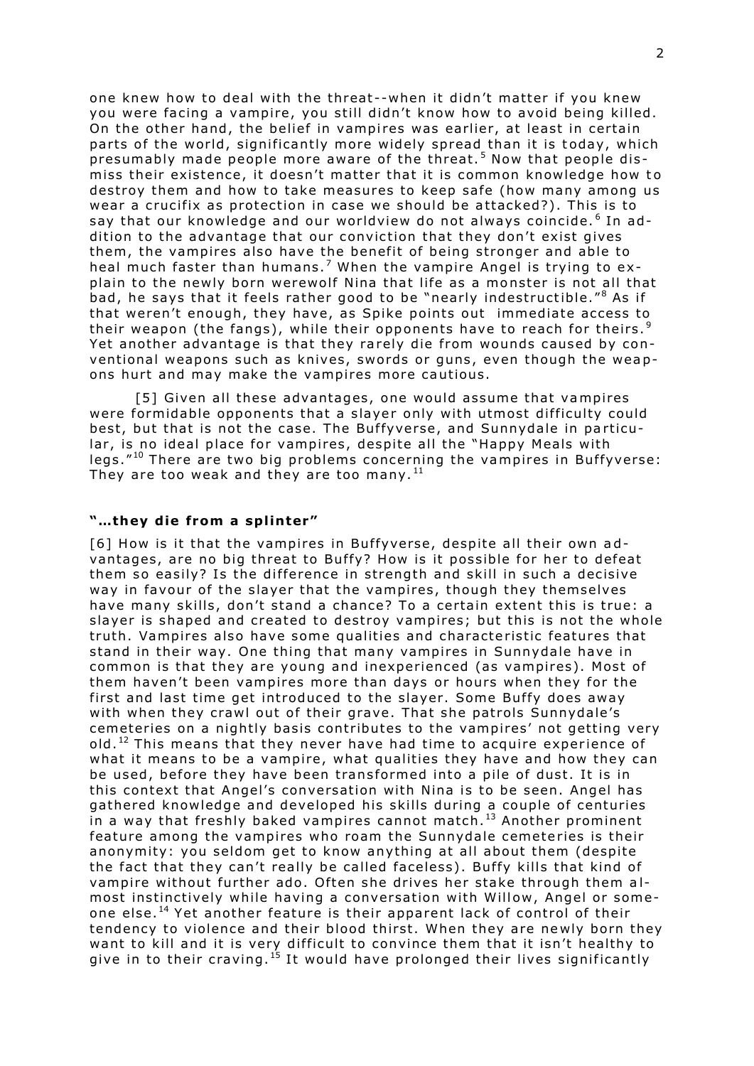one knew how to deal with the threat--when it didn't matter if you knew you were facing a vampire, you still didn't know how to avoid being killed. On the other hand, the belief in vampires was earlier, at least in certain parts of the world, significantly more widely spread than it is today, which presumably made people more aware of the threat.[5] Now that people dismiss their existence, it doesn't matter that it is common knowledge how to destroy them and how to take measures to keep safe (how many among us wear a crucifix as protection in case we should be attacked?). This is to say that our knowledge and our worldview do not always coincide.[6] In addition to the advantage that our conviction that they don't exist gives them, the vampires also have the benefit of being stronger and able to heal much faster than humans.[7] When the vampire Angel is trying to explain to the newly born werewolf Nina that life as a monster is not all that bad, he says that it feels rather good to be "nearly indestructible."[8] As if that weren't enough, they have, as Spike points out immediate access to their weapon (the fangs), while their opponents have to reach for theirs.[9] Yet another advantage is that they rarely die from wounds caused by conventional weapons such as knives, swords or guns, even though the weapons hurt and may make the vampires more cautious.

[5] Given all these advantages, one would assume that vampires were formidable opponents that a slayer only with utmost difficulty could best, but that is not the case. The Buffyverse, and Sunnydale in particular, is no ideal place for vampires, despite all the "Happy Meals with legs."[10] There are two big problems concerning the vampires in Buffyverse: They are too weak and they are too many.[11]

### "…they die from a splinter"

[6] How is it that the vampires in Buffyverse, despite all their own advantages, are no big threat to Buffy? How is it possible for her to defeat them so easily? Is the difference in strength and skill in such a decisive way in favour of the slayer that the vampires, though they themselves have many skills, don't stand a chance? To a certain extent this is true: a slayer is shaped and created to destroy vampires; but this is not the whole truth. Vampires also have some qualities and characteristic features that stand in their way. One thing that many vampires in Sunnydale have in common is that they are young and inexperienced (as vampires). Most of them haven't been vampires more than days or hours when they for the first and last time get introduced to the slayer. Some Buffy does away with when they crawl out of their grave. That she patrols Sunnydale's cemeteries on a nightly basis contributes to the vampires' not getting very old.[12] This means that they never have had time to acquire experience of what it means to be a vampire, what qualities they have and how they can be used, before they have been transformed into a pile of dust. It is in this context that Angel's conversation with Nina is to be seen. Angel has gathered knowledge and developed his skills during a couple of centuries in a way that freshly baked vampires cannot match.[13] Another prominent feature among the vampires who roam the Sunnydale cemeteries is their anonymity: you seldom get to know anything at all about them (despite the fact that they can't really be called faceless). Buffy kills that kind of vampire without further ado. Often she drives her stake through them almost instinctively while having a conversation with Willow, Angel or someone else.[14] Yet another feature is their apparent lack of control of their tendency to violence and their blood thirst. When they are newly born they want to kill and it is very difficult to convince them that it isn't healthy to give in to their craving.[15] It would have prolonged their lives significantly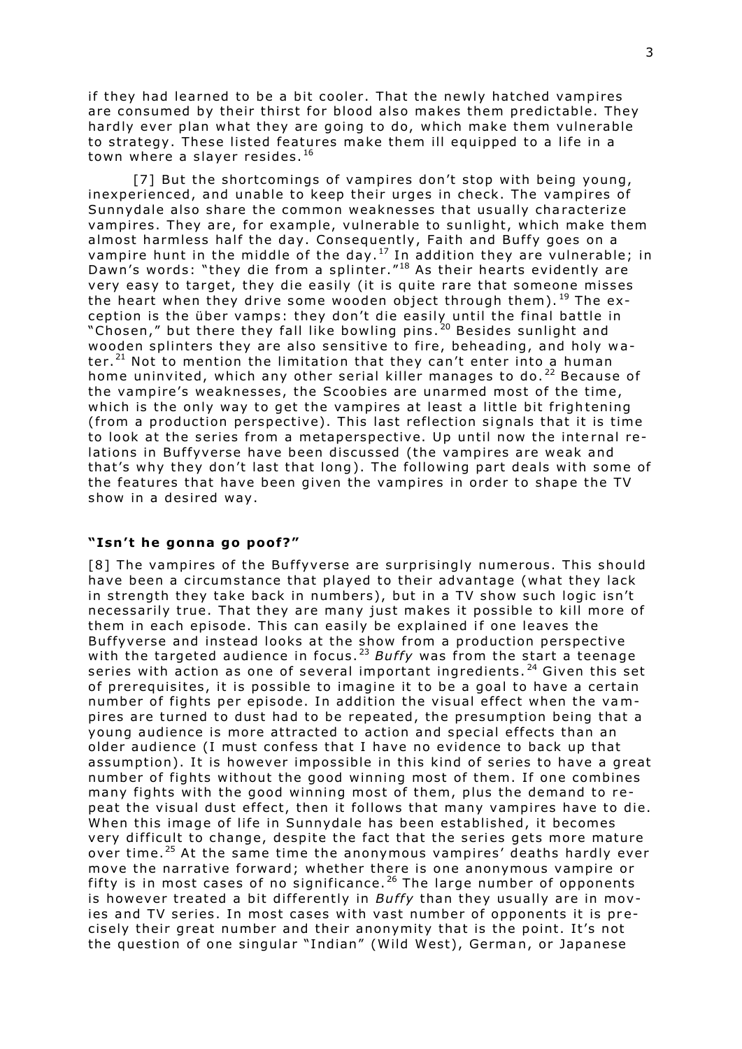if they had learned to be a bit cooler. That the newly hatched vampires are consumed by their thirst for blood also makes them predictable. They hardly ever plan what they are going to do, which make them vulnerable to strategy. These listed features make them ill equipped to a life in a town where a slayer resides.[16]

[7] But the shortcomings of vampires don't stop with being young, inexperienced, and unable to keep their urges in check. The vampires of Sunnydale also share the common weaknesses that usually characterize vampires. They are, for example, vulnerable to sunlight, which make them almost harmless half the day. Consequently, Faith and Buffy goes on a vampire hunt in the middle of the day.[17] In addition they are vulnerable; in Dawn's words: "they die from a splinter."[18] As their hearts evidently are very easy to target, they die easily (it is quite rare that someone misses the heart when they drive some wooden object through them).[19] The exception is the über vamps: they don't die easily until the final battle in "Chosen," but there they fall like bowling pins.[20] Besides sunlight and wooden splinters they are also sensitive to fire, beheading, and holy water.[21] Not to mention the limitation that they can't enter into a human home uninvited, which any other serial killer manages to do.[22] Because of the vampire's weaknesses, the Scoobies are unarmed most of the time, which is the only way to get the vampires at least a little bit frightening (from a production perspective). This last reflection signals that it is time to look at the series from a metaperspective. Up until now the internal relations in Buffyverse have been discussed (the vampires are weak and that's why they don't last that long). The following part deals with some of the features that have been given the vampires in order to shape the TV show in a desired way.

### "Isn't he gonna go poof?"

[8] The vampires of the Buffyverse are surprisingly numerous. This should have been a circumstance that played to their advantage (what they lack in strength they take back in numbers), but in a TV show such logic isn't necessarily true. That they are many just makes it possible to kill more of them in each episode. This can easily be explained if one leaves the Buffyverse and instead looks at the show from a production perspective with the targeted audience in focus.[23] *Buffy* was from the start a teenage series with action as one of several important ingredients.[24] Given this set of prerequisites, it is possible to imagine it to be a goal to have a certain number of fights per episode. In addition the visual effect when the vampires are turned to dust had to be repeated, the presumption being that a young audience is more attracted to action and special effects than an older audience (I must confess that I have no evidence to back up that assumption). It is however impossible in this kind of series to have a great number of fights without the good winning most of them. If one combines many fights with the good winning most of them, plus the demand to repeat the visual dust effect, then it follows that many vampires have to die. When this image of life in Sunnydale has been established, it becomes very difficult to change, despite the fact that the series gets more mature over time.[25] At the same time the anonymous vampires' deaths hardly ever move the narrative forward; whether there is one anonymous vampire or fifty is in most cases of no significance.[26] The large number of opponents is however treated a bit differently in *Buffy* than they usually are in movies and TV series. In most cases with vast number of opponents it is precisely their great number and their anonymity that is the point. It's not the question of one singular "Indian" (Wild West), German, or Japanese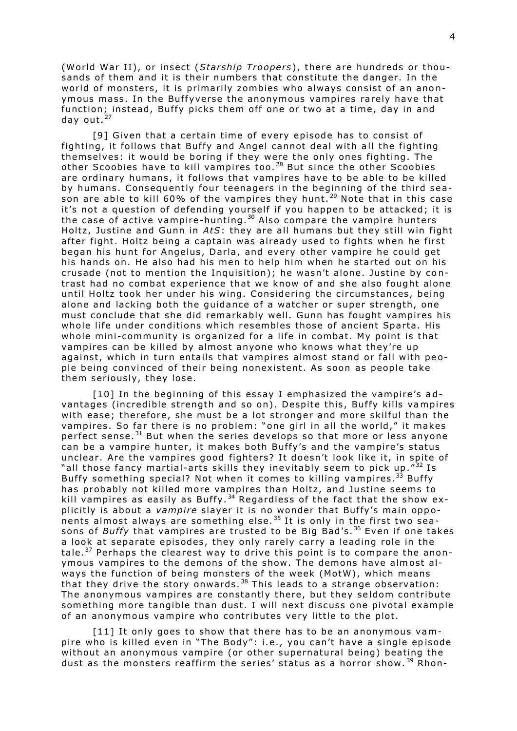(World War II), or insect (*Starship Troopers*), there are hundreds or thousands of them and it is their numbers that constitute the danger. In the world of monsters, it is primarily zombies who always consist of an anonymous mass. In the Buffyverse the anonymous vampires rarely have that function; instead, Buffy picks them off one or two at a time, day in and day out.[27]

[9] Given that a certain time of every episode has to consist of fighting, it follows that Buffy and Angel cannot deal with all the fighting themselves: it would be boring if they were the only ones fighting. The other Scoobies have to kill vampires too.[28] But since the other Scoobies are ordinary humans, it follows that vampires have to be able to be killed by humans. Consequently four teenagers in the beginning of the third season are able to kill 60% of the vampires they hunt.[29] Note that in this case it's not a question of defending yourself if you happen to be attacked; it is the case of active vampire-hunting.[30] Also compare the vampire hunters Holtz, Justine and Gunn in *AtS*: they are all humans but they still win fight after fight. Holtz being a captain was already used to fights when he first began his hunt for Angelus, Darla, and every other vampire he could get his hands on. He also had his men to help him when he started out on his crusade (not to mention the Inquisition); he wasn't alone. Justine by contrast had no combat experience that we know of and she also fought alone until Holtz took her under his wing. Considering the circumstances, being alone and lacking both the guidance of a watcher or super strength, one must conclude that she did remarkably well. Gunn has fought vampires his whole life under conditions which resembles those of ancient Sparta. His whole mini-community is organized for a life in combat. My point is that vampires can be killed by almost anyone who knows what they're up against, which in turn entails that vampires almost stand or fall with people being convinced of their being nonexistent. As soon as people take them seriously, they lose.

[10] In the beginning of this essay I emphasized the vampire's advantages (incredible strength and so on). Despite this, Buffy kills vampires with ease; therefore, she must be a lot stronger and more skilful than the vampires. So far there is no problem: "one girl in all the world," it makes perfect sense.[31] But when the series develops so that more or less anyone can be a vampire hunter, it makes both Buffy's and the vampire's status unclear. Are the vampires good fighters? It doesn't look like it, in spite of "all those fancy martial-arts skills they inevitably seem to pick up."[32] Is Buffy something special? Not when it comes to killing vampires.[33] Buffy has probably not killed more vampires than Holtz, and Justine seems to kill vampires as easily as Buffy.[34] Regardless of the fact that the show explicitly is about a *vampire* slayer it is no wonder that Buffy's main opponents almost always are something else.[35] It is only in the first two seasons of *Buffy* that vampires are trusted to be Big Bad's.[36] Even if one takes a look at separate episodes, they only rarely carry a leading role in the tale.[37] Perhaps the clearest way to drive this point is to compare the anonymous vampires to the demons of the show. The demons have almost always the function of being monsters of the week (MotW), which means that they drive the story onwards.[38] This leads to a strange observation: The anonymous vampires are constantly there, but they seldom contribute something more tangible than dust. I will next discuss one pivotal example of an anonymous vampire who contributes very little to the plot.

[11] It only goes to show that there has to be an anonymous vampire who is killed even in "The Body": i.e., you can't have a single episode without an anonymous vampire (or other supernatural being) beating the dust as the monsters reaffirm the series' status as a horror show.[39] Rhon-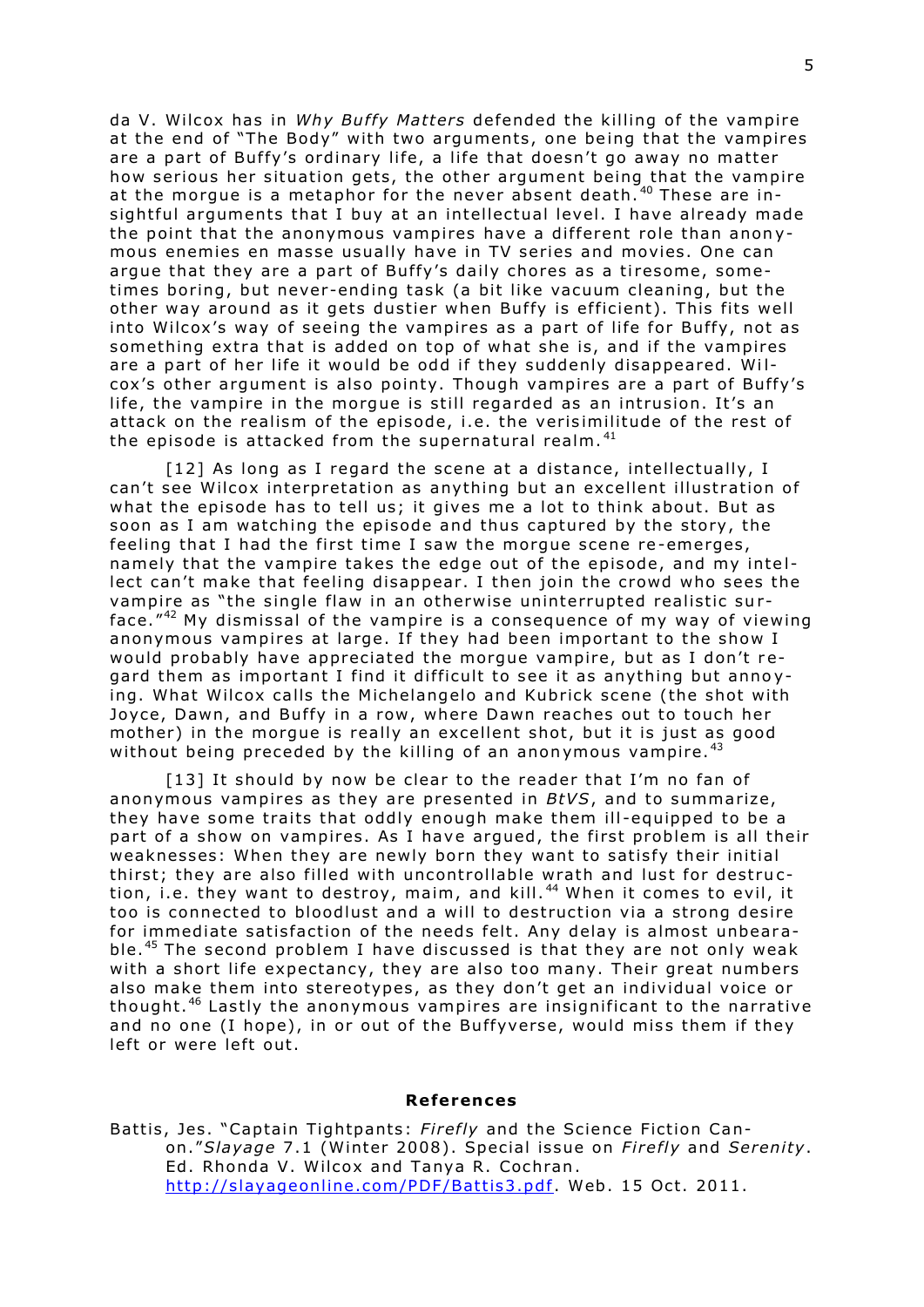da V. Wilcox has in *Why Buffy Matters* defended the killing of the vampire at the end of "The Body" with two arguments, one being that the vampires are a part of Buffy's ordinary life, a life that doesn't go away no matter how serious her situation gets, the other argument being that the vampire at the morgue is a metaphor for the never absent death.[40] These are insightful arguments that I buy at an intellectual level. I have already made the point that the anonymous vampires have a different role than anonymous enemies en masse usually have in TV series and movies. One can argue that they are a part of Buffy's daily chores as a tiresome, sometimes boring, but never-ending task (a bit like vacuum cleaning, but the other way around as it gets dustier when Buffy is efficient). This fits well into Wilcox's way of seeing the vampires as a part of life for Buffy, not as something extra that is added on top of what she is, and if the vampires are a part of her life it would be odd if they suddenly disappeared. Wilcox's other argument is also pointy. Though vampires are a part of Buffy's life, the vampire in the morgue is still regarded as an intrusion. It's an attack on the realism of the episode, i.e. the verisimilitude of the rest of the episode is attacked from the supernatural realm.[41]

[12] As long as I regard the scene at a distance, intellectually, I can't see Wilcox interpretation as anything but an excellent illustration of what the episode has to tell us; it gives me a lot to think about. But as soon as I am watching the episode and thus captured by the story, the feeling that I had the first time I saw the morgue scene re-emerges, namely that the vampire takes the edge out of the episode, and my intellect can't make that feeling disappear. I then join the crowd who sees the vampire as "the single flaw in an otherwise uninterrupted realistic surface."[42] My dismissal of the vampire is a consequence of my way of viewing anonymous vampires at large. If they had been important to the show I would probably have appreciated the morgue vampire, but as I don't regard them as important I find it difficult to see it as anything but annoying. What Wilcox calls the Michelangelo and Kubrick scene (the shot with Joyce, Dawn, and Buffy in a row, where Dawn reaches out to touch her mother) in the morgue is really an excellent shot, but it is just as good without being preceded by the killing of an anonymous vampire.[43]

[13] It should by now be clear to the reader that I'm no fan of anonymous vampires as they are presented in *BtVS*, and to summarize, they have some traits that oddly enough make them ill-equipped to be a part of a show on vampires. As I have argued, the first problem is all their weaknesses: When they are newly born they want to satisfy their initial thirst; they are also filled with uncontrollable wrath and lust for destruction, i.e. they want to destroy, maim, and kill.[44] When it comes to evil, it too is connected to bloodlust and a will to destruction via a strong desire for immediate satisfaction of the needs felt. Any delay is almost unbearable.[45] The second problem I have discussed is that they are not only weak with a short life expectancy, they are also too many. Their great numbers also make them into stereotypes, as they don't get an individual voice or thought.[46] Lastly the anonymous vampires are insignificant to the narrative and no one (I hope), in or out of the Buffyverse, would miss them if they left or were left out.

## References

Battis, Jes. "Captain Tightpants: *Firefly* and the Science Fiction Canon."*Slayage* 7.1 (Winter 2008). Special issue on *Firefly* and *Serenity*. Ed. Rhonda V. Wilcox and Tanya R. Cochran. http://slayageonline.com/PDF/Battis3.pdf. Web. 15 Oct. 2011.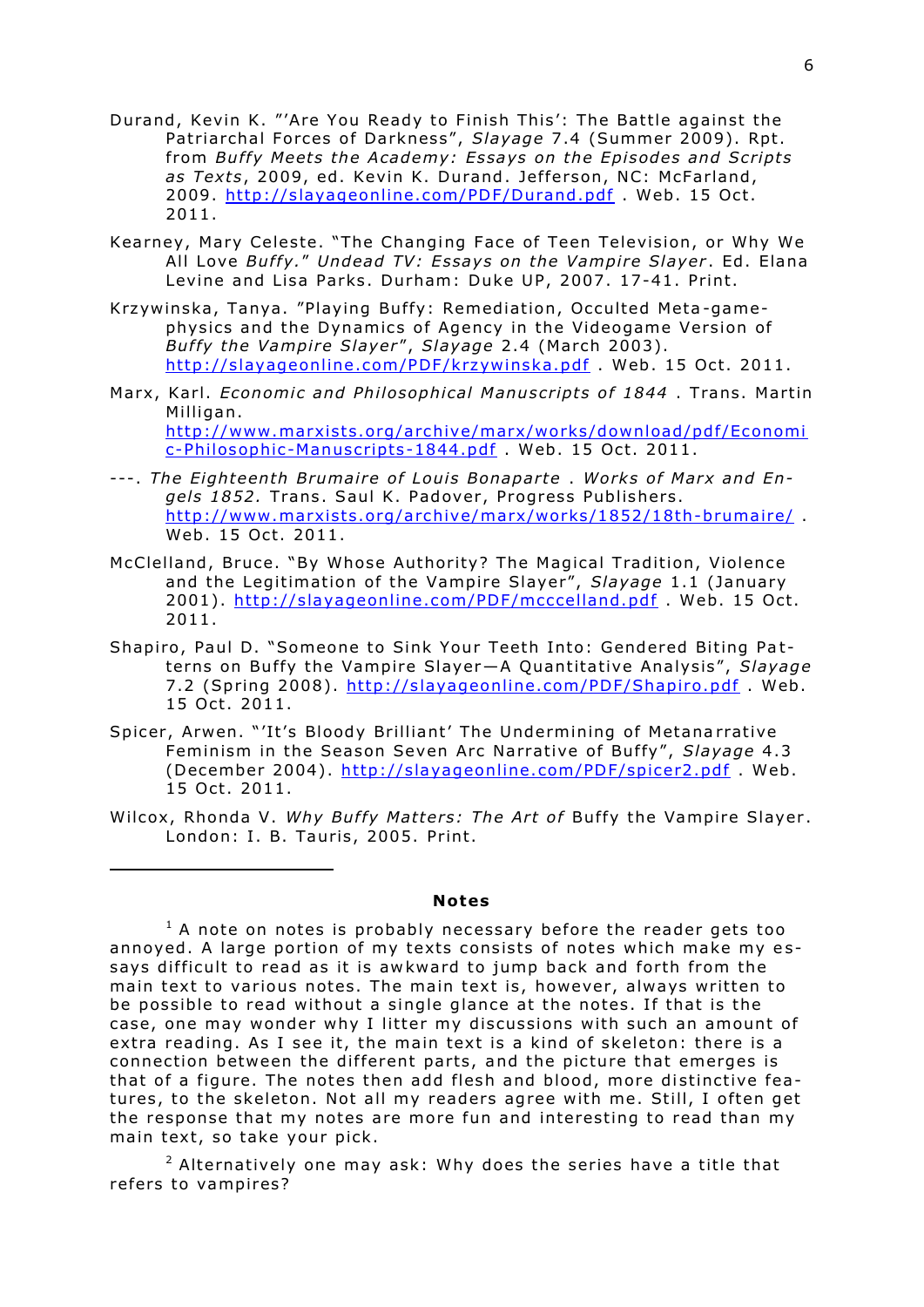Durand, Kevin K. "'Are You Ready to Finish This': The Battle against the Patriarchal Forces of Darkness", *Slayage* 7.4 (Summer 2009). Rpt. from *Buffy Meets the Academy: Essays on the Episodes and Scripts as Texts*, 2009, ed. Kevin K. Durand. Jefferson, NC: McFarland, 2009. http://slayageonline.com/PDF/Durand.pdf . Web. 15 Oct. 2011.

Kearney, Mary Celeste. "The Changing Face of Teen Television, or Why We All Love *Buffy*." *Undead TV: Essays on the Vampire Slayer*. Ed. Elana Levine and Lisa Parks. Durham: Duke UP, 2007. 17-41. Print.

Krzywinska, Tanya. "Playing Buffy: Remediation, Occulted Meta-game-physics and the Dynamics of Agency in the Videogame Version of *Buffy the Vampire Slayer*", *Slayage* 2.4 (March 2003). http://slayageonline.com/PDF/krzywinska.pdf . Web. 15 Oct. 2011.

Marx, Karl. *Economic and Philosophical Manuscripts of 1844* . Trans. Martin Milligan. http://www.marxists.org/archive/marx/works/download/pdf/Economic-Philosophic-Manuscripts-1844.pdf . Web. 15 Oct. 2011.

---. *The Eighteenth Brumaire of Louis Bonaparte* . *Works of Marx and Engels 1852.* Trans. Saul K. Padover, Progress Publishers. http://www.marxists.org/archive/marx/works/1852/18th-brumaire/ . Web. 15 Oct. 2011.

McClelland, Bruce. "By Whose Authority? The Magical Tradition, Violence and the Legitimation of the Vampire Slayer", *Slayage* 1.1 (January 2001). http://slayageonline.com/PDF/mcccelland.pdf . Web. 15 Oct. 2011.

Shapiro, Paul D. "Someone to Sink Your Teeth Into: Gendered Biting Patterns on Buffy the Vampire Slayer—A Quantitative Analysis", *Slayage* 7.2 (Spring 2008). http://slayageonline.com/PDF/Shapiro.pdf . Web. 15 Oct. 2011.

Spicer, Arwen. "'It's Bloody Brilliant' The Undermining of Metanarrative Feminism in the Season Seven Arc Narrative of Buffy", *Slayage* 4.3 (December 2004). http://slayageonline.com/PDF/spicer2.pdf . Web. 15 Oct. 2011.

Wilcox, Rhonda V. *Why Buffy Matters: The Art of* Buffy the Vampire Slayer. London: I. B. Tauris, 2005. Print.

---

## Notes

[1] A note on notes is probably necessary before the reader gets too annoyed. A large portion of my texts consists of notes which make my essays difficult to read as it is awkward to jump back and forth from the main text to various notes. The main text is, however, always written to be possible to read without a single glance at the notes. If that is the case, one may wonder why I litter my discussions with such an amount of extra reading. As I see it, the main text is a kind of skeleton: there is a connection between the different parts, and the picture that emerges is that of a figure. The notes then add flesh and blood, more distinctive features, to the skeleton. Not all my readers agree with me. Still, I often get the response that my notes are more fun and interesting to read than my main text, so take your pick.

[2] Alternatively one may ask: Why does the series have a title that refers to vampires?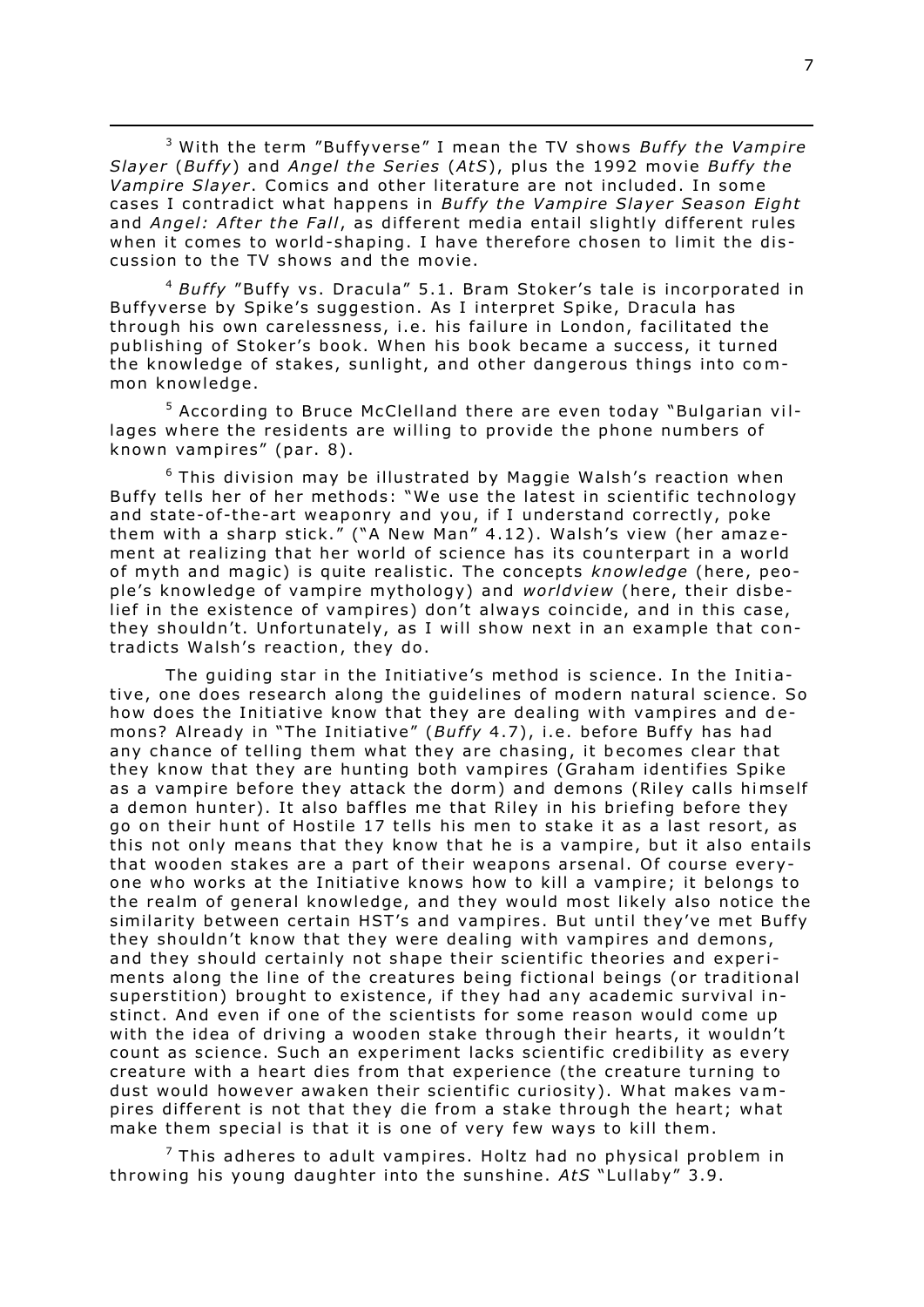[3] With the term "Buffyverse" I mean the TV shows *Buffy the Vampire Slayer* (*Buffy*) and *Angel the Series* (*AtS*), plus the 1992 movie *Buffy the Vampire Slayer*. Comics and other literature are not included. In some cases I contradict what happens in *Buffy the Vampire Slayer Season Eight* and *Angel: After the Fall*, as different media entail slightly different rules when it comes to world-shaping. I have therefore chosen to limit the discussion to the TV shows and the movie.

[4] *Buffy* "Buffy vs. Dracula" 5.1. Bram Stoker's tale is incorporated in Buffyverse by Spike's suggestion. As I interpret Spike, Dracula has through his own carelessness, i.e. his failure in London, facilitated the publishing of Stoker's book. When his book became a success, it turned the knowledge of stakes, sunlight, and other dangerous things into common knowledge.

[5] According to Bruce McClelland there are even today "Bulgarian villages where the residents are willing to provide the phone numbers of known vampires" (par. 8).

[6] This division may be illustrated by Maggie Walsh's reaction when Buffy tells her of her methods: "We use the latest in scientific technology and state-of-the-art weaponry and you, if I understand correctly, poke them with a sharp stick." ("A New Man" 4.12). Walsh's view (her amazement at realizing that her world of science has its counterpart in a world of myth and magic) is quite realistic. The concepts *knowledge* (here, people's knowledge of vampire mythology) and *worldview* (here, their disbelief in the existence of vampires) don't always coincide, and in this case, they shouldn't. Unfortunately, as I will show next in an example that contradicts Walsh's reaction, they do.

The guiding star in the Initiative's method is science. In the Initiative, one does research along the guidelines of modern natural science. So how does the Initiative know that they are dealing with vampires and demons? Already in "The Initiative" (*Buffy* 4.7), i.e. before Buffy has had any chance of telling them what they are chasing, it becomes clear that they know that they are hunting both vampires (Graham identifies Spike as a vampire before they attack the dorm) and demons (Riley calls himself a demon hunter). It also baffles me that Riley in his briefing before they go on their hunt of Hostile 17 tells his men to stake it as a last resort, as this not only means that they know that he is a vampire, but it also entails that wooden stakes are a part of their weapons arsenal. Of course everyone who works at the Initiative knows how to kill a vampire; it belongs to the realm of general knowledge, and they would most likely also notice the similarity between certain HST's and vampires. But until they've met Buffy they shouldn't know that they were dealing with vampires and demons, and they should certainly not shape their scientific theories and experiments along the line of the creatures being fictional beings (or traditional superstition) brought to existence, if they had any academic survival instinct. And even if one of the scientists for some reason would come up with the idea of driving a wooden stake through their hearts, it wouldn't count as science. Such an experiment lacks scientific credibility as every creature with a heart dies from that experience (the creature turning to dust would however awaken their scientific curiosity). What makes vampires different is not that they die from a stake through the heart; what make them special is that it is one of very few ways to kill them.

[7] This adheres to adult vampires. Holtz had no physical problem in throwing his young daughter into the sunshine. *AtS* "Lullaby" 3.9.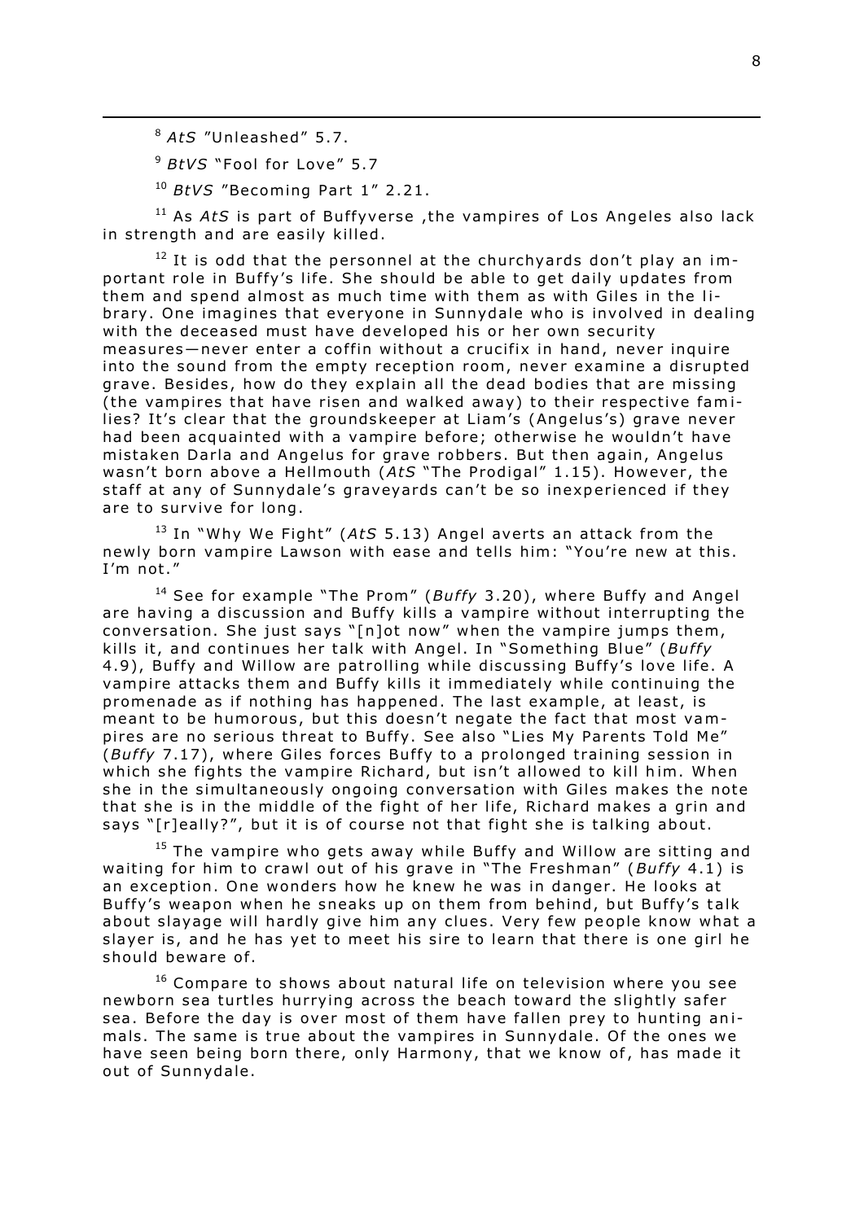[8] *AtS* "Unleashed" 5.7.

[9] *BtVS* "Fool for Love" 5.7

[10] *BtVS* "Becoming Part 1" 2.21.

[11] As *AtS* is part of Buffyverse ,the vampires of Los Angeles also lack in strength and are easily killed.

[12] It is odd that the personnel at the churchyards don't play an important role in Buffy's life. She should be able to get daily updates from them and spend almost as much time with them as with Giles in the library. One imagines that everyone in Sunnydale who is involved in dealing with the deceased must have developed his or her own security measures—never enter a coffin without a crucifix in hand, never inquire into the sound from the empty reception room, never examine a disrupted grave. Besides, how do they explain all the dead bodies that are missing (the vampires that have risen and walked away) to their respective families? It's clear that the groundskeeper at Liam's (Angelus's) grave never had been acquainted with a vampire before; otherwise he wouldn't have mistaken Darla and Angelus for grave robbers. But then again, Angelus wasn't born above a Hellmouth (*AtS* "The Prodigal" 1.15). However, the staff at any of Sunnydale's graveyards can't be so inexperienced if they are to survive for long.

[13] In "Why We Fight" (*AtS* 5.13) Angel averts an attack from the newly born vampire Lawson with ease and tells him: "You're new at this. I'm not."

[14] See for example "The Prom" (*Buffy* 3.20), where Buffy and Angel are having a discussion and Buffy kills a vampire without interrupting the conversation. She just says "[n]ot now" when the vampire jumps them, kills it, and continues her talk with Angel. In "Something Blue" (*Buffy* 4.9), Buffy and Willow are patrolling while discussing Buffy's love life. A vampire attacks them and Buffy kills it immediately while continuing the promenade as if nothing has happened. The last example, at least, is meant to be humorous, but this doesn't negate the fact that most vampires are no serious threat to Buffy. See also "Lies My Parents Told Me" (*Buffy* 7.17), where Giles forces Buffy to a prolonged training session in which she fights the vampire Richard, but isn't allowed to kill him. When she in the simultaneously ongoing conversation with Giles makes the note that she is in the middle of the fight of her life, Richard makes a grin and says "[r]eally?", but it is of course not that fight she is talking about.

[15] The vampire who gets away while Buffy and Willow are sitting and waiting for him to crawl out of his grave in "The Freshman" (*Buffy* 4.1) is an exception. One wonders how he knew he was in danger. He looks at Buffy's weapon when he sneaks up on them from behind, but Buffy's talk about slayage will hardly give him any clues. Very few people know what a slayer is, and he has yet to meet his sire to learn that there is one girl he should beware of.

[16] Compare to shows about natural life on television where you see newborn sea turtles hurrying across the beach toward the slightly safer sea. Before the day is over most of them have fallen prey to hunting animals. The same is true about the vampires in Sunnydale. Of the ones we have seen being born there, only Harmony, that we know of, has made it out of Sunnydale.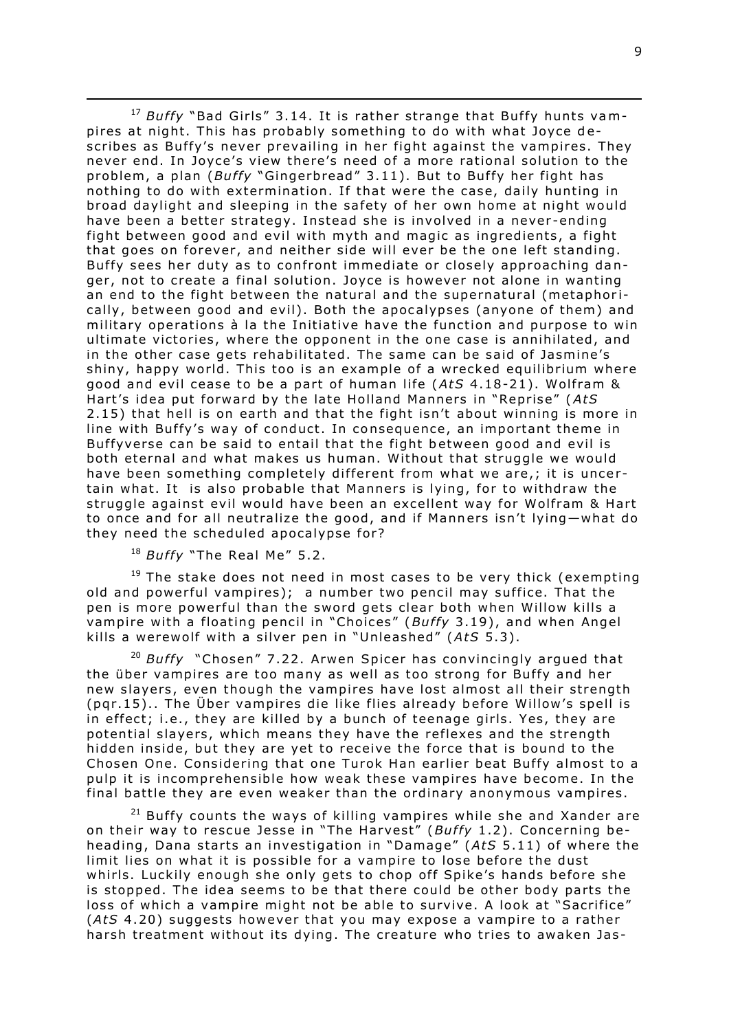[17] *Buffy* "Bad Girls" 3.14. It is rather strange that Buffy hunts vampires at night. This has probably something to do with what Joyce describes as Buffy's never prevailing in her fight against the vampires. They never end. In Joyce's view there's need of a more rational solution to the problem, a plan (*Buffy* "Gingerbread" 3.11). But to Buffy her fight has nothing to do with extermination. If that were the case, daily hunting in broad daylight and sleeping in the safety of her own home at night would have been a better strategy. Instead she is involved in a never-ending fight between good and evil with myth and magic as ingredients, a fight that goes on forever, and neither side will ever be the one left standing. Buffy sees her duty as to confront immediate or closely approaching danger, not to create a final solution. Joyce is however not alone in wanting an end to the fight between the natural and the supernatural (metaphorically, between good and evil). Both the apocalypses (anyone of them) and military operations à la the Initiative have the function and purpose to win ultimate victories, where the opponent in the one case is annihilated, and in the other case gets rehabilitated. The same can be said of Jasmine's shiny, happy world. This too is an example of a wrecked equilibrium where good and evil cease to be a part of human life (*AtS* 4.18-21). Wolfram & Hart's idea put forward by the late Holland Manners in "Reprise" (*AtS* 2.15) that hell is on earth and that the fight isn't about winning is more in line with Buffy's way of conduct. In consequence, an important theme in Buffyverse can be said to entail that the fight between good and evil is both eternal and what makes us human. Without that struggle we would have been something completely different from what we are,; it is uncertain what. It is also probable that Manners is lying, for to withdraw the struggle against evil would have been an excellent way for Wolfram & Hart to once and for all neutralize the good, and if Manners isn't lying—what do they need the scheduled apocalypse for?

[18] *Buffy* "The Real Me" 5.2.

[19] The stake does not need in most cases to be very thick (exempting old and powerful vampires); a number two pencil may suffice. That the pen is more powerful than the sword gets clear both when Willow kills a vampire with a floating pencil in "Choices" (*Buffy* 3.19), and when Angel kills a werewolf with a silver pen in "Unleashed" (*AtS* 5.3).

[20] *Buffy* "Chosen" 7.22. Arwen Spicer has convincingly argued that the über vampires are too many as well as too strong for Buffy and her new slayers, even though the vampires have lost almost all their strength (pqr.15).. The Über vampires die like flies already before Willow's spell is in effect; i.e., they are killed by a bunch of teenage girls. Yes, they are potential slayers, which means they have the reflexes and the strength hidden inside, but they are yet to receive the force that is bound to the Chosen One. Considering that one Turok Han earlier beat Buffy almost to a pulp it is incomprehensible how weak these vampires have become. In the final battle they are even weaker than the ordinary anonymous vampires.

[21] Buffy counts the ways of killing vampires while she and Xander are on their way to rescue Jesse in "The Harvest" (*Buffy* 1.2). Concerning beheading, Dana starts an investigation in "Damage" (*AtS* 5.11) of where the limit lies on what it is possible for a vampire to lose before the dust whirls. Luckily enough she only gets to chop off Spike's hands before she is stopped. The idea seems to be that there could be other body parts the loss of which a vampire might not be able to survive. A look at "Sacrifice" (*AtS* 4.20) suggests however that you may expose a vampire to a rather harsh treatment without its dying. The creature who tries to awaken Jas-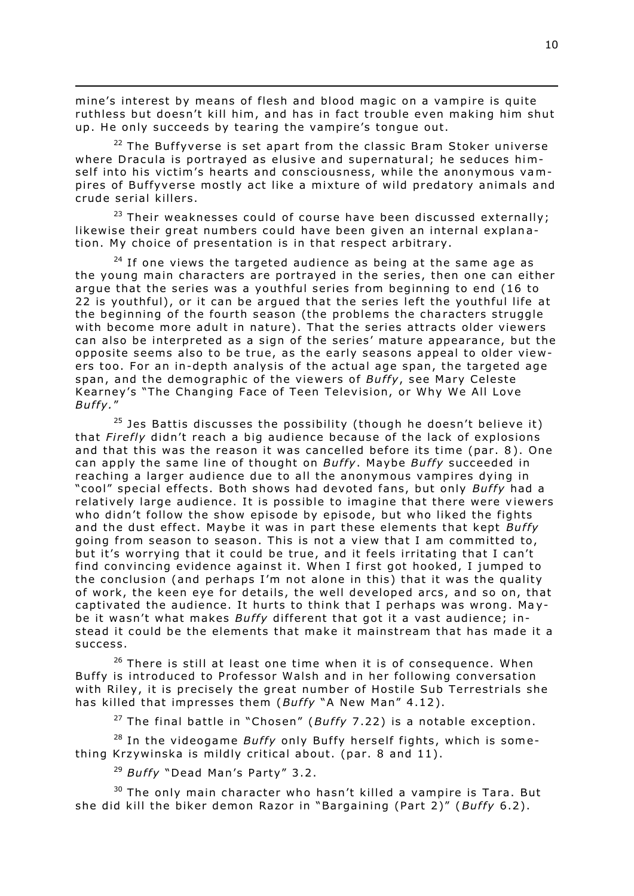mine's interest by means of flesh and blood magic on a vampire is quite ruthless but doesn't kill him, and has in fact trouble even making him shut up. He only succeeds by tearing the vampire's tongue out.

[22] The Buffyverse is set apart from the classic Bram Stoker universe where Dracula is portrayed as elusive and supernatural; he seduces himself into his victim's hearts and consciousness, while the anonymous vampires of Buffyverse mostly act like a mixture of wild predatory animals and crude serial killers.

[23] Their weaknesses could of course have been discussed externally; likewise their great numbers could have been given an internal explanation. My choice of presentation is in that respect arbitrary.

[24] If one views the targeted audience as being at the same age as the young main characters are portrayed in the series, then one can either argue that the series was a youthful series from beginning to end (16 to 22 is youthful), or it can be argued that the series left the youthful life at the beginning of the fourth season (the problems the characters struggle with become more adult in nature). That the series attracts older viewers can also be interpreted as a sign of the series' mature appearance, but the opposite seems also to be true, as the early seasons appeal to older viewers too. For an in-depth analysis of the actual age span, the targeted age span, and the demographic of the viewers of *Buffy*, see Mary Celeste Kearney's "The Changing Face of Teen Television, or Why We All Love *Buffy*."

[25] Jes Battis discusses the possibility (though he doesn't believe it) that *Firefly* didn't reach a big audience because of the lack of explosions and that this was the reason it was cancelled before its time (par. 8). One can apply the same line of thought on *Buffy*. Maybe *Buffy* succeeded in reaching a larger audience due to all the anonymous vampires dying in "cool" special effects. Both shows had devoted fans, but only *Buffy* had a relatively large audience. It is possible to imagine that there were viewers who didn't follow the show episode by episode, but who liked the fights and the dust effect. Maybe it was in part these elements that kept *Buffy* going from season to season. This is not a view that I am committed to, but it's worrying that it could be true, and it feels irritating that I can't find convincing evidence against it. When I first got hooked, I jumped to the conclusion (and perhaps I'm not alone in this) that it was the quality of work, the keen eye for details, the well developed arcs, and so on, that captivated the audience. It hurts to think that I perhaps was wrong. Maybe it wasn't what makes *Buffy* different that got it a vast audience; instead it could be the elements that make it mainstream that has made it a success.

[26] There is still at least one time when it is of consequence. When Buffy is introduced to Professor Walsh and in her following conversation with Riley, it is precisely the great number of Hostile Sub Terrestrials she has killed that impresses them (*Buffy* "A New Man" 4.12).

[27] The final battle in "Chosen" (*Buffy* 7.22) is a notable exception.

[28] In the videogame *Buffy* only Buffy herself fights, which is something Krzywinska is mildly critical about. (par. 8 and 11).

[29] *Buffy* "Dead Man's Party" 3.2.

[30] The only main character who hasn't killed a vampire is Tara. But she did kill the biker demon Razor in "Bargaining (Part 2)" (*Buffy* 6.2).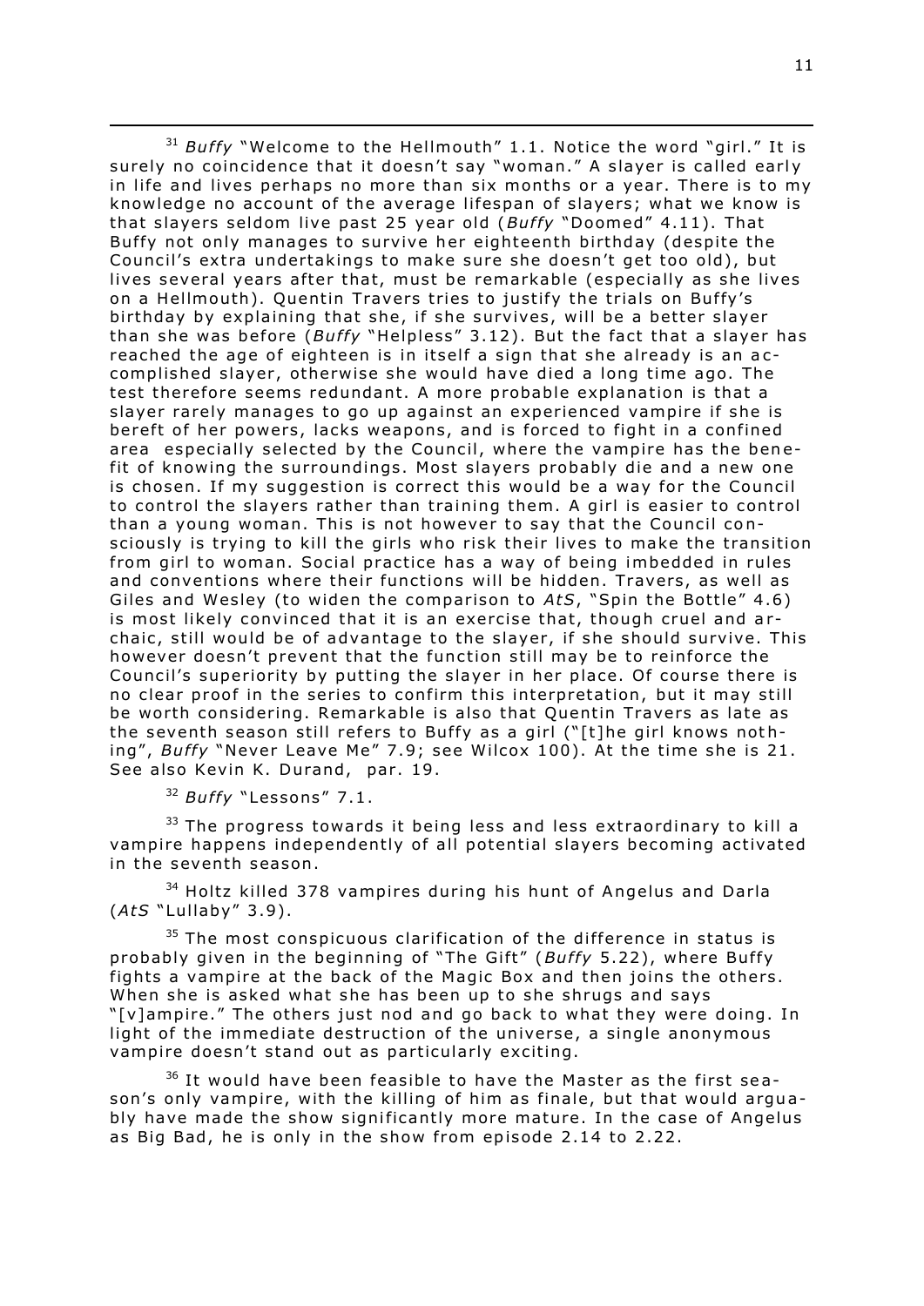[31] *Buffy* "Welcome to the Hellmouth" 1.1. Notice the word "girl." It is surely no coincidence that it doesn't say "woman." A slayer is called early in life and lives perhaps no more than six months or a year. There is to my knowledge no account of the average lifespan of slayers; what we know is that slayers seldom live past 25 year old (*Buffy* "Doomed" 4.11). That Buffy not only manages to survive her eighteenth birthday (despite the Council's extra undertakings to make sure she doesn't get too old), but lives several years after that, must be remarkable (especially as she lives on a Hellmouth). Quentin Travers tries to justify the trials on Buffy's birthday by explaining that she, if she survives, will be a better slayer than she was before (*Buffy* "Helpless" 3.12). But the fact that a slayer has reached the age of eighteen is in itself a sign that she already is an accomplished slayer, otherwise she would have died a long time ago. The test therefore seems redundant. A more probable explanation is that a slayer rarely manages to go up against an experienced vampire if she is bereft of her powers, lacks weapons, and is forced to fight in a confined area especially selected by the Council, where the vampire has the benefit of knowing the surroundings. Most slayers probably die and a new one is chosen. If my suggestion is correct this would be a way for the Council to control the slayers rather than training them. A girl is easier to control than a young woman. This is not however to say that the Council consciously is trying to kill the girls who risk their lives to make the transition from girl to woman. Social practice has a way of being imbedded in rules and conventions where their functions will be hidden. Travers, as well as Giles and Wesley (to widen the comparison to *AtS*, "Spin the Bottle" 4.6) is most likely convinced that it is an exercise that, though cruel and archaic, still would be of advantage to the slayer, if she should survive. This however doesn't prevent that the function still may be to reinforce the Council's superiority by putting the slayer in her place. Of course there is no clear proof in the series to confirm this interpretation, but it may still be worth considering. Remarkable is also that Quentin Travers as late as the seventh season still refers to Buffy as a girl ("[t]he girl knows nothing", *Buffy* "Never Leave Me" 7.9; see Wilcox 100). At the time she is 21. See also Kevin K. Durand, par. 19.

[32] *Buffy* "Lessons" 7.1.

[33] The progress towards it being less and less extraordinary to kill a vampire happens independently of all potential slayers becoming activated in the seventh season.

[34] Holtz killed 378 vampires during his hunt of Angelus and Darla (*AtS* "Lullaby" 3.9).

[35] The most conspicuous clarification of the difference in status is probably given in the beginning of "The Gift" (*Buffy* 5.22), where Buffy fights a vampire at the back of the Magic Box and then joins the others. When she is asked what she has been up to she shrugs and says "[v]ampire." The others just nod and go back to what they were doing. In light of the immediate destruction of the universe, a single anonymous vampire doesn't stand out as particularly exciting.

[36] It would have been feasible to have the Master as the first season's only vampire, with the killing of him as finale, but that would arguably have made the show significantly more mature. In the case of Angelus as Big Bad, he is only in the show from episode 2.14 to 2.22.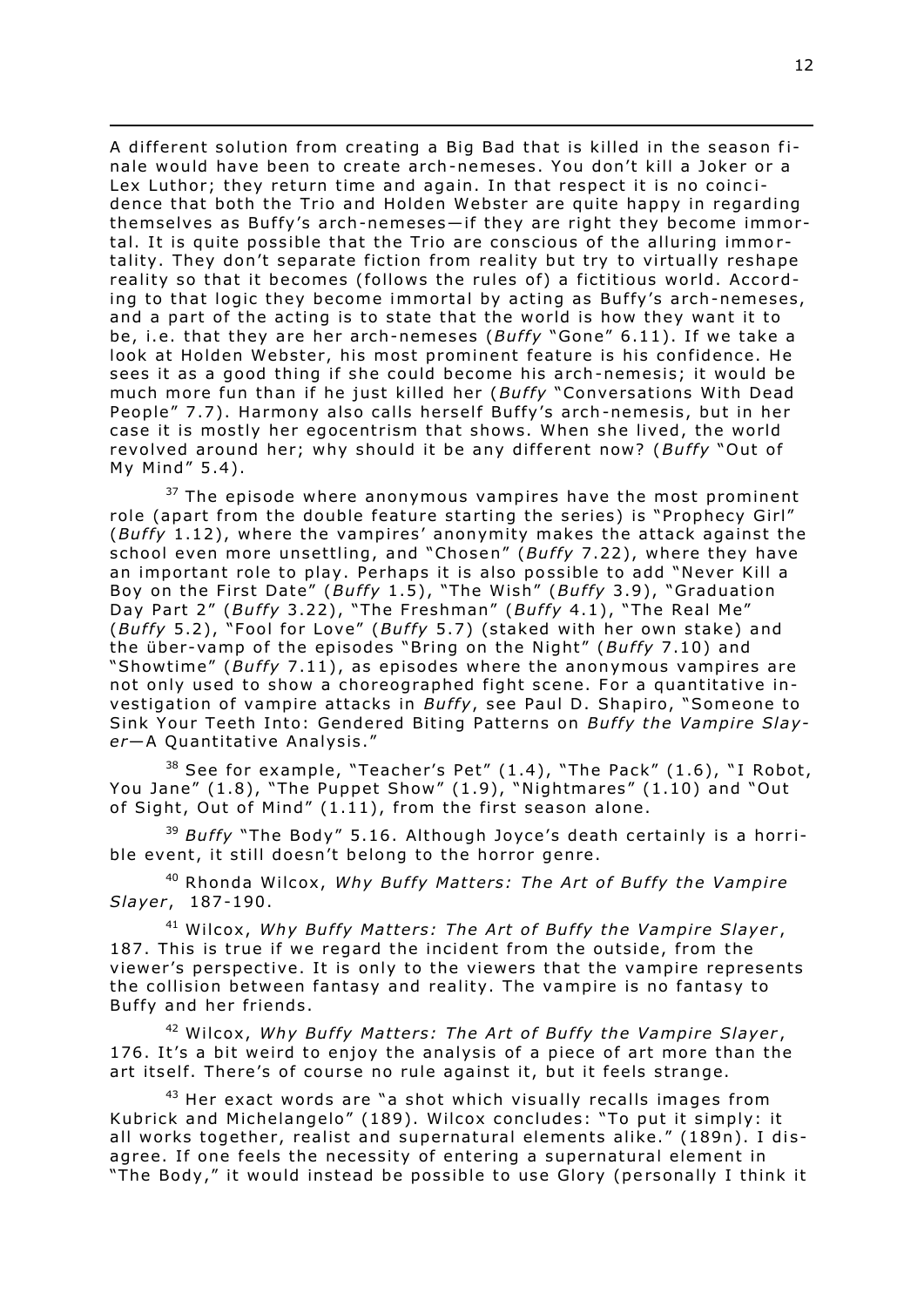A different solution from creating a Big Bad that is killed in the season finale would have been to create arch-nemeses. You don't kill a Joker or a Lex Luthor; they return time and again. In that respect it is no coincidence that both the Trio and Holden Webster are quite happy in regarding themselves as Buffy's arch-nemeses—if they are right they become immortal. It is quite possible that the Trio are conscious of the alluring immortality. They don't separate fiction from reality but try to virtually reshape reality so that it becomes (follows the rules of) a fictitious world. According to that logic they become immortal by acting as Buffy's arch-nemeses, and a part of the acting is to state that the world is how they want it to be, i.e. that they are her arch-nemeses (*Buffy* "Gone" 6.11). If we take a look at Holden Webster, his most prominent feature is his confidence. He sees it as a good thing if she could become his arch-nemesis; it would be much more fun than if he just killed her (*Buffy* "Conversations With Dead People" 7.7). Harmony also calls herself Buffy's arch-nemesis, but in her case it is mostly her egocentrism that shows. When she lived, the world revolved around her; why should it be any different now? (*Buffy* "Out of My Mind" 5.4).

[37] The episode where anonymous vampires have the most prominent role (apart from the double feature starting the series) is "Prophecy Girl" (*Buffy* 1.12), where the vampires' anonymity makes the attack against the school even more unsettling, and "Chosen" (*Buffy* 7.22), where they have an important role to play. Perhaps it is also possible to add "Never Kill a Boy on the First Date" (*Buffy* 1.5), "The Wish" (*Buffy* 3.9), "Graduation Day Part 2" (*Buffy* 3.22), "The Freshman" (*Buffy* 4.1), "The Real Me" (*Buffy* 5.2), "Fool for Love" (*Buffy* 5.7) (staked with her own stake) and the über-vamp of the episodes "Bring on the Night" (*Buffy* 7.10) and "Showtime" (*Buffy* 7.11), as episodes where the anonymous vampires are not only used to show a choreographed fight scene. For a quantitative investigation of vampire attacks in *Buffy*, see Paul D. Shapiro, "Someone to Sink Your Teeth Into: Gendered Biting Patterns on *Buffy the Vampire Slayer*—A Quantitative Analysis."

[38] See for example, "Teacher's Pet" (1.4), "The Pack" (1.6), "I Robot, You Jane" (1.8), "The Puppet Show" (1.9), "Nightmares" (1.10) and "Out of Sight, Out of Mind" (1.11), from the first season alone.

[39] *Buffy* "The Body" 5.16. Although Joyce's death certainly is a horrible event, it still doesn't belong to the horror genre.

[40] Rhonda Wilcox, *Why Buffy Matters: The Art of Buffy the Vampire Slayer*, 187-190.

[41] Wilcox, *Why Buffy Matters: The Art of Buffy the Vampire Slayer*, 187. This is true if we regard the incident from the outside, from the viewer's perspective. It is only to the viewers that the vampire represents the collision between fantasy and reality. The vampire is no fantasy to Buffy and her friends.

[42] Wilcox, *Why Buffy Matters: The Art of Buffy the Vampire Slayer*, 176. It's a bit weird to enjoy the analysis of a piece of art more than the art itself. There's of course no rule against it, but it feels strange.

[43] Her exact words are "a shot which visually recalls images from Kubrick and Michelangelo" (189). Wilcox concludes: "To put it simply: it all works together, realist and supernatural elements alike." (189n). I disagree. If one feels the necessity of entering a supernatural element in "The Body," it would instead be possible to use Glory (personally I think it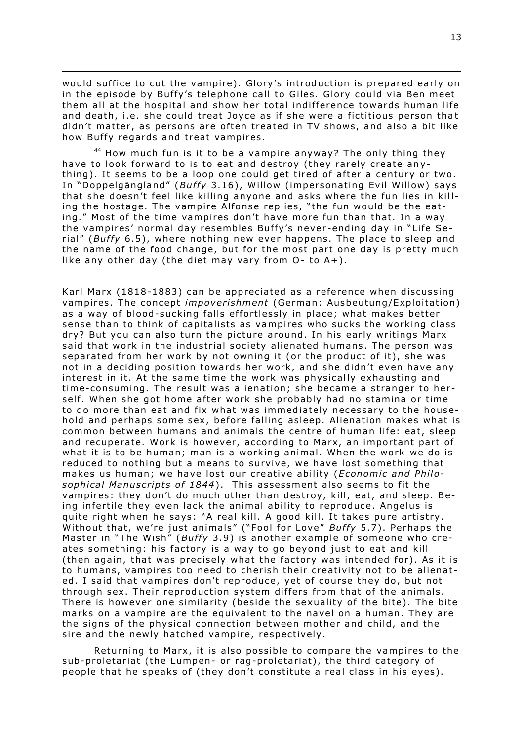would suffice to cut the vampire). Glory's introduction is prepared early on in the episode by Buffy's telephone call to Giles. Glory could via Ben meet them all at the hospital and show her total indifference towards human life and death, i.e. she could treat Joyce as if she were a fictitious person that didn't matter, as persons are often treated in TV shows, and also a bit like how Buffy regards and treat vampires.

[44] How much fun is it to be a vampire anyway? The only thing they have to look forward to is to eat and destroy (they rarely create anything). It seems to be a loop one could get tired of after a century or two. In "Doppelgängland" (*Buffy* 3.16), Willow (impersonating Evil Willow) says that she doesn't feel like killing anyone and asks where the fun lies in killing the hostage. The vampire Alfonse replies, "the fun would be the eating." Most of the time vampires don't have more fun than that. In a way the vampires' normal day resembles Buffy's never-ending day in "Life Serial" (*Buffy* 6.5), where nothing new ever happens. The place to sleep and the name of the food change, but for the most part one day is pretty much like any other day (the diet may vary from O- to A+).

Karl Marx (1818-1883) can be appreciated as a reference when discussing vampires. The concept *impoverishment* (German: Ausbeutung/Exploitation) as a way of blood-sucking falls effortlessly in place; what makes better sense than to think of capitalists as vampires who sucks the working class dry? But you can also turn the picture around. In his early writings Marx said that work in the industrial society alienated humans. The person was separated from her work by not owning it (or the product of it), she was not in a deciding position towards her work, and she didn't even have any interest in it. At the same time the work was physically exhausting and time-consuming. The result was alienation; she became a stranger to herself. When she got home after work she probably had no stamina or time to do more than eat and fix what was immediately necessary to the household and perhaps some sex, before falling asleep. Alienation makes what is common between humans and animals the centre of human life: eat, sleep and recuperate. Work is however, according to Marx, an important part of what it is to be human; man is a working animal. When the work we do is reduced to nothing but a means to survive, we have lost something that makes us human; we have lost our creative ability (*Economic and Philosophical Manuscripts of 1844*). This assessment also seems to fit the vampires: they don't do much other than destroy, kill, eat, and sleep. Being infertile they even lack the animal ability to reproduce. Angelus is quite right when he says: "A real kill. A good kill. It takes pure artistry. Without that, we're just animals" ("Fool for Love" *Buffy* 5.7). Perhaps the Master in "The Wish" (*Buffy* 3.9) is another example of someone who creates something: his factory is a way to go beyond just to eat and kill (then again, that was precisely what the factory was intended for). As it is to humans, vampires too need to cherish their creativity not to be alienated. I said that vampires don't reproduce, yet of course they do, but not through sex. Their reproduction system differs from that of the animals. There is however one similarity (beside the sexuality of the bite). The bite marks on a vampire are the equivalent to the navel on a human. They are the signs of the physical connection between mother and child, and the sire and the newly hatched vampire, respectively.

Returning to Marx, it is also possible to compare the vampires to the sub-proletariat (the Lumpen- or rag-proletariat), the third category of people that he speaks of (they don't constitute a real class in his eyes).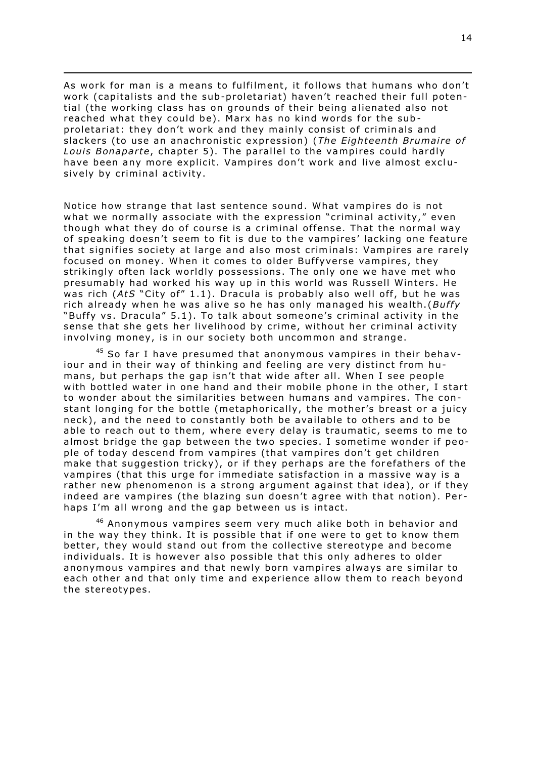As work for man is a means to fulfilment, it follows that humans who don't work (capitalists and the sub-proletariat) haven't reached their full potential (the working class has on grounds of their being alienated also not reached what they could be). Marx has no kind words for the sub-proletariat: they don't work and they mainly consist of criminals and slackers (to use an anachronistic expression) (*The Eighteenth Brumaire of Louis Bonaparte*, chapter 5). The parallel to the vampires could hardly have been any more explicit. Vampires don't work and live almost exclusively by criminal activity.

Notice how strange that last sentence sound. What vampires do is not what we normally associate with the expression "criminal activity," even though what they do of course is a criminal offense. That the normal way of speaking doesn't seem to fit is due to the vampires' lacking one feature that signifies society at large and also most criminals: Vampires are rarely focused on money. When it comes to older Buffyverse vampires, they strikingly often lack worldly possessions. The only one we have met who presumably had worked his way up in this world was Russell Winters. He was rich (*AtS* "City of" 1.1). Dracula is probably also well off, but he was rich already when he was alive so he has only managed his wealth.(*Buffy* "Buffy vs. Dracula" 5.1). To talk about someone's criminal activity in the sense that she gets her livelihood by crime, without her criminal activity involving money, is in our society both uncommon and strange.

[45] So far I have presumed that anonymous vampires in their behaviour and in their way of thinking and feeling are very distinct from humans, but perhaps the gap isn't that wide after all. When I see people with bottled water in one hand and their mobile phone in the other, I start to wonder about the similarities between humans and vampires. The constant longing for the bottle (metaphorically, the mother's breast or a juicy neck), and the need to constantly both be available to others and to be able to reach out to them, where every delay is traumatic, seems to me to almost bridge the gap between the two species. I sometime wonder if people of today descend from vampires (that vampires don't get children make that suggestion tricky), or if they perhaps are the forefathers of the vampires (that this urge for immediate satisfaction in a massive way is a rather new phenomenon is a strong argument against that idea), or if they indeed are vampires (the blazing sun doesn't agree with that notion). Perhaps I'm all wrong and the gap between us is intact.

[46] Anonymous vampires seem very much alike both in behavior and in the way they think. It is possible that if one were to get to know them better, they would stand out from the collective stereotype and become individuals. It is however also possible that this only adheres to older anonymous vampires and that newly born vampires always are similar to each other and that only time and experience allow them to reach beyond the stereotypes.